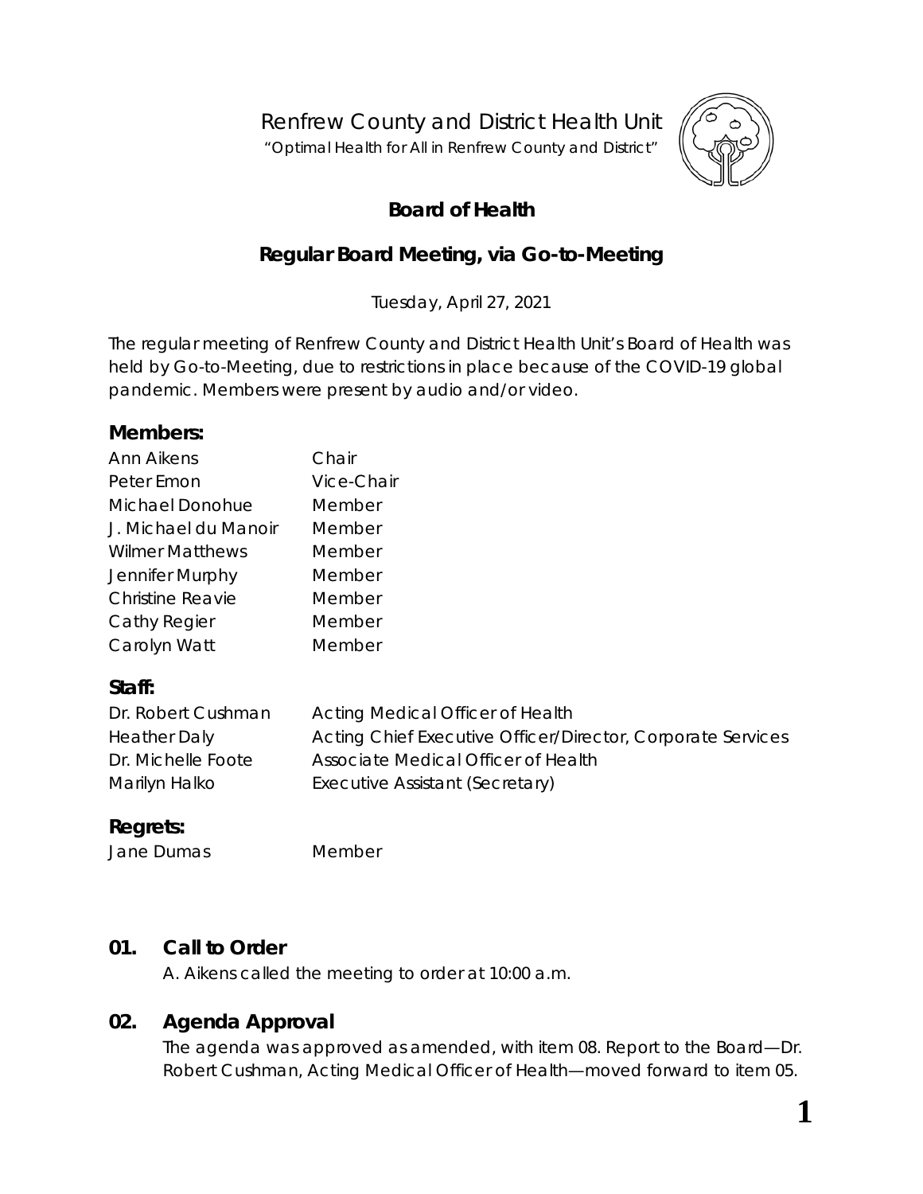Renfrew County and District Health Unit

"Optimal Health for All in Renfrew County and District"

# Board of Health

## Regular Board Meeting, via Go-to-Meeting

Tuesday, April 27, 2021

The regular meeting of Renfrew County and District Health Unit's Board of Health was held by Go-to-Meeting, due to restrictions in place because of the COVID-19 global pandemic. Members were present by audio and/or video.

### Members:

| | |
|---|---|
| Ann Aikens | Chair |
| Peter Emon | Vice-Chair |
| Michael Donohue | Member |
| J. Michael du Manoir | Member |
| Wilmer Matthews | Member |
| Jennifer Murphy | Member |
| Christine Reavie | Member |
| Cathy Regier | Member |
| Carolyn Watt | Member |

### Staff:

| | |
|---|---|
| Dr. Robert Cushman | Acting Medical Officer of Health |
| Heather Daly | Acting Chief Executive Officer/Director, Corporate Services |
| Dr. Michelle Foote | Associate Medical Officer of Health |
| Marilyn Halko | Executive Assistant (Secretary) |

### Regrets:

| | |
|---|---|
| Jane Dumas | Member |

### 01. Call to Order

A. Aikens called the meeting to order at 10:00 a.m.

### 02. Agenda Approval

The agenda was approved as amended, with item 08. Report to the Board—Dr. Robert Cushman, Acting Medical Officer of Health—moved forward to item 05.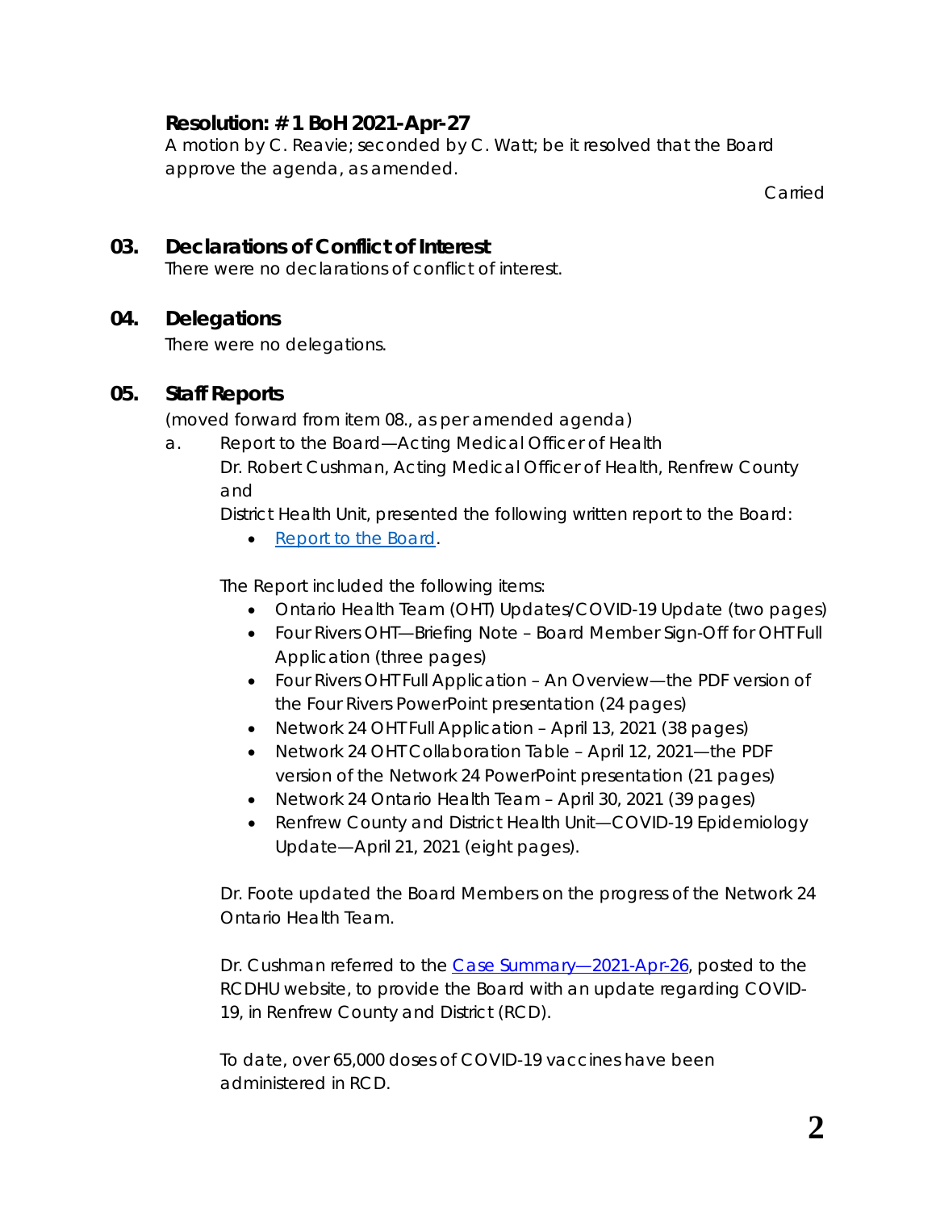**Resolution: # 1 BoH 2021-Apr-27**

A motion by C. Reavie; seconded by C. Watt; be it resolved that the Board approve the agenda, as amended.

Carried

## 03. Declarations of Conflict of Interest

There were no declarations of conflict of interest.

## 04. Delegations

There were no delegations.

## 05. Staff Reports

(moved forward from item 08., as per amended agenda)

a. Report to the Board—Acting Medical Officer of Health

Dr. Robert Cushman, Acting Medical Officer of Health, Renfrew County and District Health Unit, presented the following written report to the Board:

- [Report to the Board](#).

The Report included the following items:

- Ontario Health Team (OHT) Updates/COVID-19 Update (two pages)
- Four Rivers OHT—Briefing Note – Board Member Sign-Off for OHT Full Application (three pages)
- Four Rivers OHT Full Application – An Overview—the PDF version of the Four Rivers PowerPoint presentation (24 pages)
- Network 24 OHT Full Application – April 13, 2021 (38 pages)
- Network 24 OHT Collaboration Table – April 12, 2021—the PDF version of the Network 24 PowerPoint presentation (21 pages)
- Network 24 Ontario Health Team – April 30, 2021 (39 pages)
- Renfrew County and District Health Unit—COVID-19 Epidemiology Update—April 21, 2021 (eight pages).

Dr. Foote updated the Board Members on the progress of the Network 24 Ontario Health Team.

Dr. Cushman referred to the [Case Summary—2021-Apr-26](#), posted to the RCDHU website, to provide the Board with an update regarding COVID-19, in Renfrew County and District (RCD).

To date, over 65,000 doses of COVID-19 vaccines have been administered in RCD.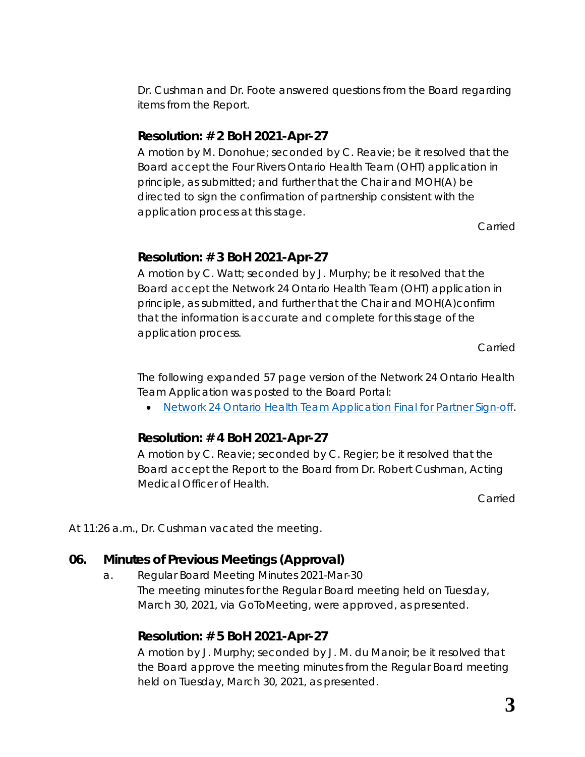Dr. Cushman and Dr. Foote answered questions from the Board regarding items from the Report.

### Resolution: # 2 BoH 2021-Apr-27

A motion by M. Donohue; seconded by C. Reavie; be it resolved that the Board accept the Four Rivers Ontario Health Team (OHT) application in principle, as submitted; and further that the Chair and MOH(A) be directed to sign the confirmation of partnership consistent with the application process at this stage.

Carried

### Resolution: # 3 BoH 2021-Apr-27

A motion by C. Watt; seconded by J. Murphy; be it resolved that the Board accept the Network 24 Ontario Health Team (OHT) application in principle, as submitted, and further that the Chair and MOH(A)confirm that the information is accurate and complete for this stage of the application process.

Carried

The following expanded 57 page version of the Network 24 Ontario Health Team Application was posted to the Board Portal:

- Network 24 Ontario Health Team Application Final for Partner Sign-off.

### Resolution: # 4 BoH 2021-Apr-27

A motion by C. Reavie; seconded by C. Regier; be it resolved that the Board accept the Report to the Board from Dr. Robert Cushman, Acting Medical Officer of Health.

Carried

At 11:26 a.m., Dr. Cushman vacated the meeting.

## 06. Minutes of Previous Meetings (Approval)

a. Regular Board Meeting Minutes 2021-Mar-30
The meeting minutes for the Regular Board meeting held on Tuesday, March 30, 2021, via GoToMeeting, were approved, as presented.

### Resolution: # 5 BoH 2021-Apr-27

A motion by J. Murphy; seconded by J. M. du Manoir; be it resolved that the Board approve the meeting minutes from the Regular Board meeting held on Tuesday, March 30, 2021, as presented.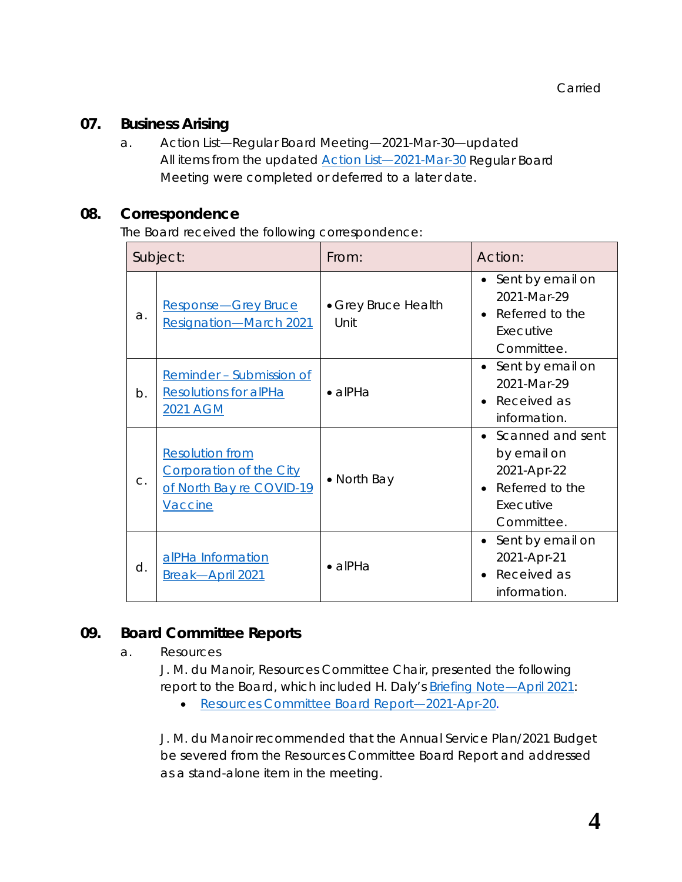Carried

## 07. Business Arising

a. Action List—Regular Board Meeting—2021-Mar-30—updated
All items from the updated Action List—2021-Mar-30 Regular Board Meeting were completed or deferred to a later date.

## 08. Correspondence

The Board received the following correspondence:

| | Subject: | From: | Action: |
|---|---|---|---|
| a. | Response—Grey Bruce Resignation—March 2021 | • Grey Bruce Health Unit | • Sent by email on 2021-Mar-29<br>• Referred to the Executive Committee. |
| b. | Reminder – Submission of Resolutions for alPHa 2021 AGM | • alPHa | • Sent by email on 2021-Mar-29<br>• Received as information. |
| c. | Resolution from Corporation of the City of North Bay re COVID-19 Vaccine | • North Bay | • Scanned and sent by email on 2021-Apr-22<br>• Referred to the Executive Committee. |
| d. | alPHa Information Break—April 2021 | • alPHa | • Sent by email on 2021-Apr-21<br>• Received as information. |

## 09. Board Committee Reports

a. Resources

J. M. du Manoir, Resources Committee Chair, presented the following report to the Board, which included H. Daly's Briefing Note—April 2021:

- Resources Committee Board Report—2021-Apr-20.

J. M. du Manoir recommended that the Annual Service Plan/2021 Budget be severed from the Resources Committee Board Report and addressed as a stand-alone item in the meeting.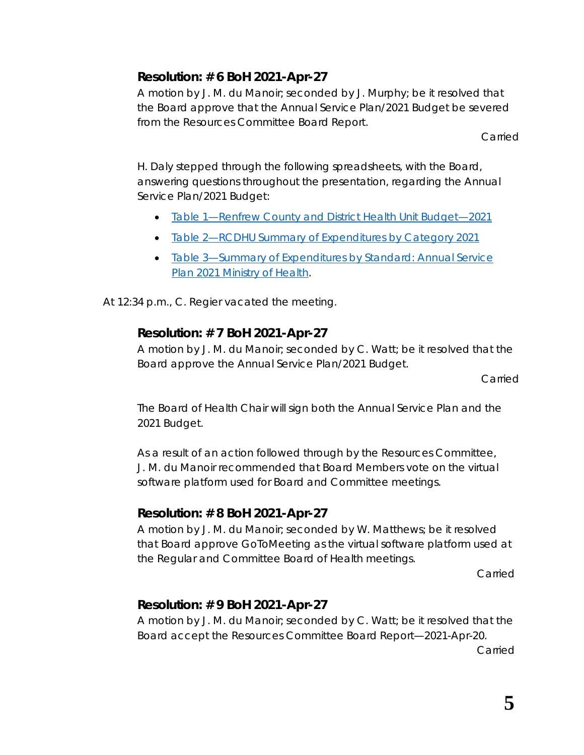### Resolution: # 6 BoH 2021-Apr-27

A motion by J. M. du Manoir; seconded by J. Murphy; be it resolved that the Board approve that the Annual Service Plan/2021 Budget be severed from the Resources Committee Board Report.

Carried

H. Daly stepped through the following spreadsheets, with the Board, answering questions throughout the presentation, regarding the Annual Service Plan/2021 Budget:

- Table 1—Renfrew County and District Health Unit Budget—2021
- Table 2—RCDHU Summary of Expenditures by Category 2021
- Table 3—Summary of Expenditures by Standard: Annual Service Plan 2021 Ministry of Health.

At 12:34 p.m., C. Regier vacated the meeting.

### Resolution: # 7 BoH 2021-Apr-27

A motion by J. M. du Manoir; seconded by C. Watt; be it resolved that the Board approve the Annual Service Plan/2021 Budget.

Carried

The Board of Health Chair will sign both the Annual Service Plan and the 2021 Budget.

As a result of an action followed through by the Resources Committee, J. M. du Manoir recommended that Board Members vote on the virtual software platform used for Board and Committee meetings.

### Resolution: # 8 BoH 2021-Apr-27

A motion by J. M. du Manoir; seconded by W. Matthews; be it resolved that Board approve GoToMeeting as the virtual software platform used at the Regular and Committee Board of Health meetings.

Carried

### Resolution: # 9 BoH 2021-Apr-27

A motion by J. M. du Manoir; seconded by C. Watt; be it resolved that the Board accept the Resources Committee Board Report—2021-Apr-20.

Carried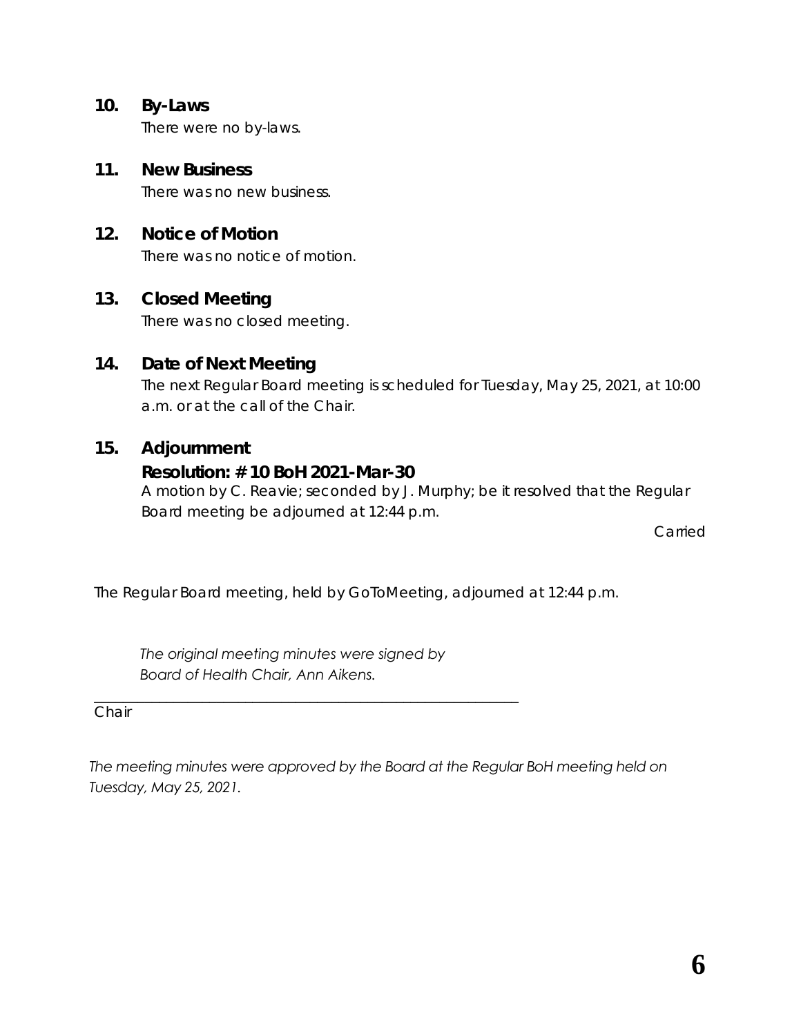## 10. By-Laws

There were no by-laws.

## 11. New Business

There was no new business.

## 12. Notice of Motion

There was no notice of motion.

## 13. Closed Meeting

There was no closed meeting.

## 14. Date of Next Meeting

The next Regular Board meeting is scheduled for Tuesday, May 25, 2021, at 10:00 a.m. or at the call of the Chair.

## 15. Adjournment

**Resolution: # 10 BoH 2021-Mar-30**

A motion by C. Reavie; seconded by J. Murphy; be it resolved that the Regular Board meeting be adjourned at 12:44 p.m.

Carried

The Regular Board meeting, held by GoToMeeting, adjourned at 12:44 p.m.

*The original meeting minutes were signed by Board of Health Chair, Ann Aikens.*

\_\_\_\_\_\_\_\_\_\_\_\_\_\_\_\_\_\_\_\_\_\_\_\_\_\_\_\_\_\_\_\_\_\_\_\_\_\_\_\_\_\_\_\_\_\_\_\_\_\_\_\_\_\_\_\_

Chair

*The meeting minutes were approved by the Board at the Regular BoH meeting held on Tuesday, May 25, 2021.*